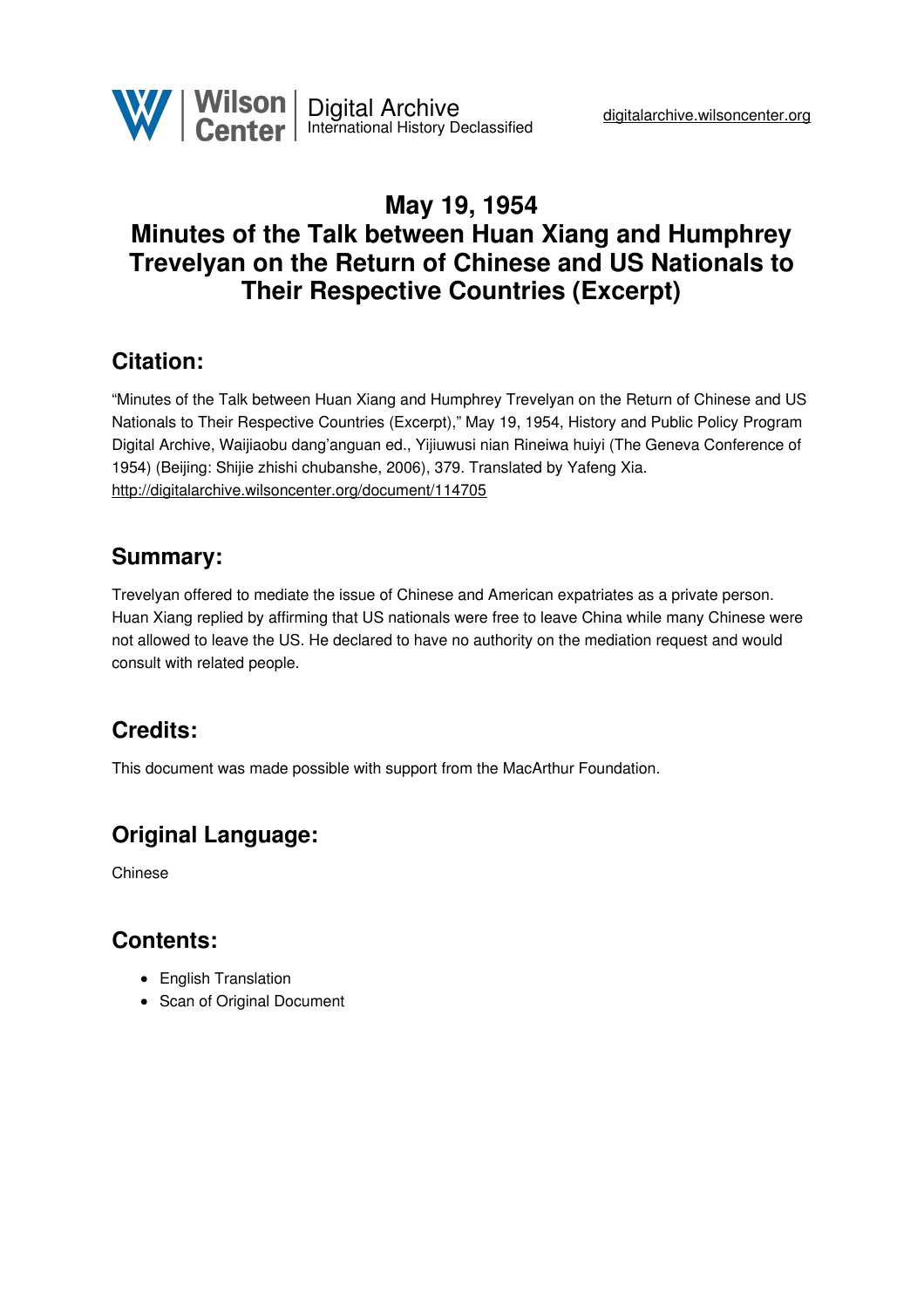# May 19, 1954
# Minutes of the Talk between Huan Xiang and Humphrey Trevelyan on the Return of Chinese and US Nationals to Their Respective Countries (Excerpt)

## Citation:

"Minutes of the Talk between Huan Xiang and Humphrey Trevelyan on the Return of Chinese and US Nationals to Their Respective Countries (Excerpt)," May 19, 1954, History and Public Policy Program Digital Archive, Waijiaobu dang'anguan ed., Yijiuwusi nian Rineiwa huiyi (The Geneva Conference of 1954) (Beijing: Shijie zhishi chubanshe, 2006), 379. Translated by Yafeng Xia.
http://digitalarchive.wilsoncenter.org/document/114705

## Summary:

Trevelyan offered to mediate the issue of Chinese and American expatriates as a private person. Huan Xiang replied by affirming that US nationals were free to leave China while many Chinese were not allowed to leave the US. He declared to have no authority on the mediation request and would consult with related people.

## Credits:

This document was made possible with support from the MacArthur Foundation.

## Original Language:

Chinese

## Contents:

- English Translation
- Scan of Original Document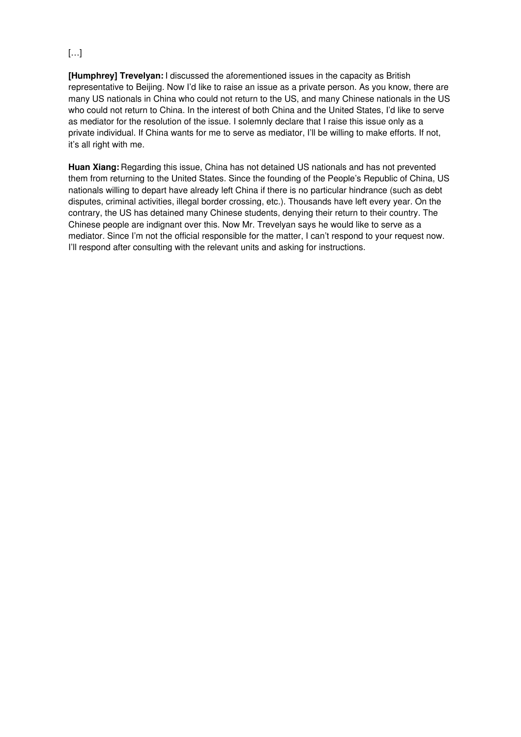[…]

**[Humphrey] Trevelyan:** I discussed the aforementioned issues in the capacity as British representative to Beijing. Now I'd like to raise an issue as a private person. As you know, there are many US nationals in China who could not return to the US, and many Chinese nationals in the US who could not return to China. In the interest of both China and the United States, I'd like to serve as mediator for the resolution of the issue. I solemnly declare that I raise this issue only as a private individual. If China wants for me to serve as mediator, I'll be willing to make efforts. If not, it's all right with me.

**Huan Xiang:** Regarding this issue, China has not detained US nationals and has not prevented them from returning to the United States. Since the founding of the People's Republic of China, US nationals willing to depart have already left China if there is no particular hindrance (such as debt disputes, criminal activities, illegal border crossing, etc.). Thousands have left every year. On the contrary, the US has detained many Chinese students, denying their return to their country. The Chinese people are indignant over this. Now Mr. Trevelyan says he would like to serve as a mediator. Since I'm not the official responsible for the matter, I can't respond to your request now. I'll respond after consulting with the relevant units and asking for instructions.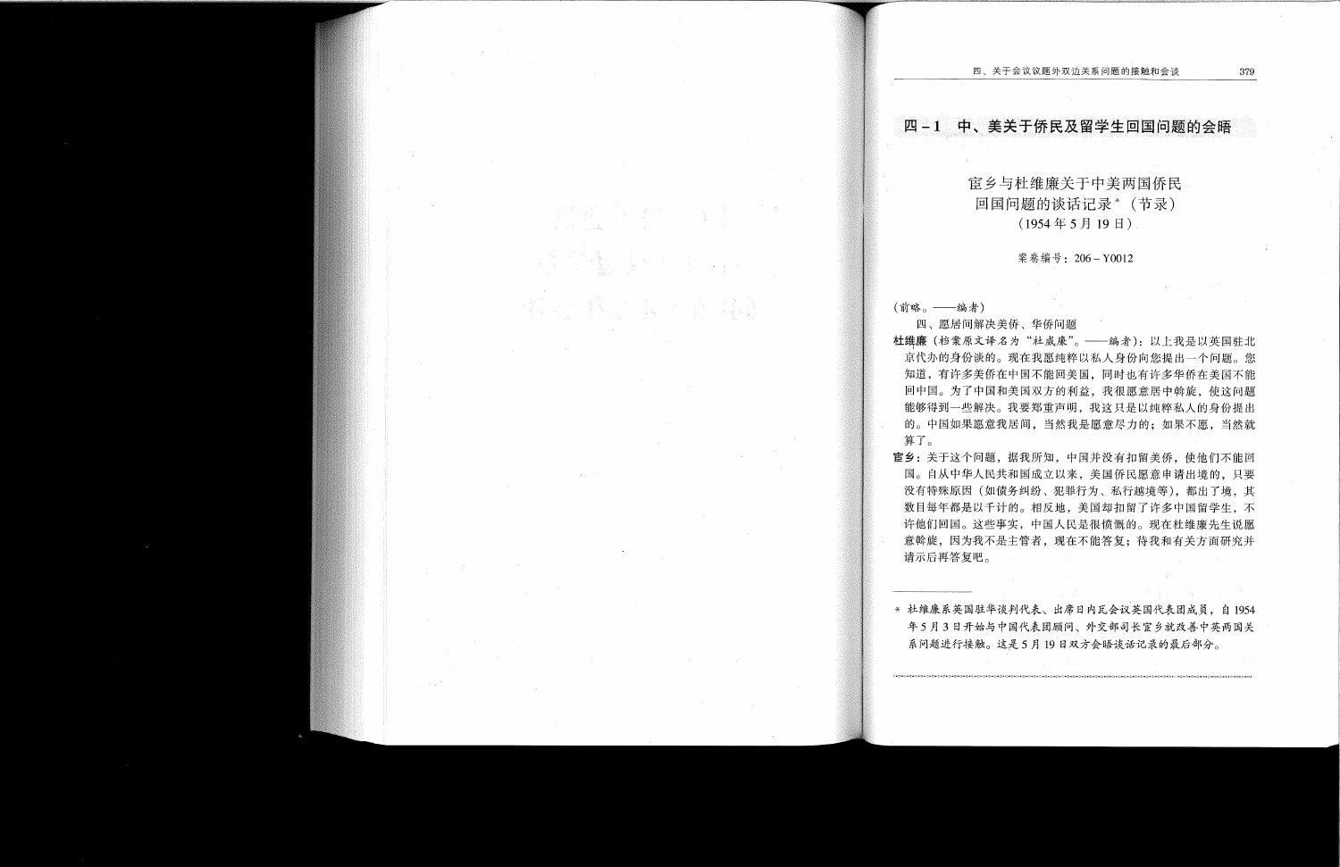# 四－1　中、美关于侨民及留学生回国问题的会晤

## 宦乡与杜维廉关于中美两国侨民回国问题的谈话记录*（节录）

（1954年5月19日）

案卷编号：206－Y0012

（前略。——编者）

四、愿居间解决美侨、华侨问题

**杜维廉**（*档案原文译名为"杜威廉"。——编者*）：以上我是以英国驻北京代办的身份谈的。现在我愿纯粹以私人身份向您提出一个问题。您知道，有许多美侨在中国不能回美国，同时也有许多华侨在美国不能回中国。为了中国和美国双方的利益，我很愿意居中斡旋，使这问题能够得到一些解决。我要郑重声明，我这只是以纯粹私人的身份提出的。中国如果愿意我居间，当然我是愿意尽力的；如果不愿，当然就算了。

**宦乡**：关于这个问题，据我所知，中国并没有扣留美侨，使他们不能回国。自从中华人民共和国成立以来，美国侨民愿意申请出境的，只要没有特殊原因（如债务纠纷、犯罪行为、私行越境等），都出了境，其数目每年都是以千计的。相反地，美国却扣留了许多中国留学生，不许他们回国。这些事实，中国人民是很愤慨的。现在杜维廉先生说愿意斡旋，因为我不是主管者，现在不能答复；待我和有关方面研究并请示后再答复吧。

---

\* *杜维廉系英国驻华谈判代表、出席日内瓦会议英国代表团成员，自1954年5月3日开始与中国代表团顾问、外交部司长宦乡就改善中英两国关系问题进行接触。这是5月19日双方会晤谈话记录的最后部分。*